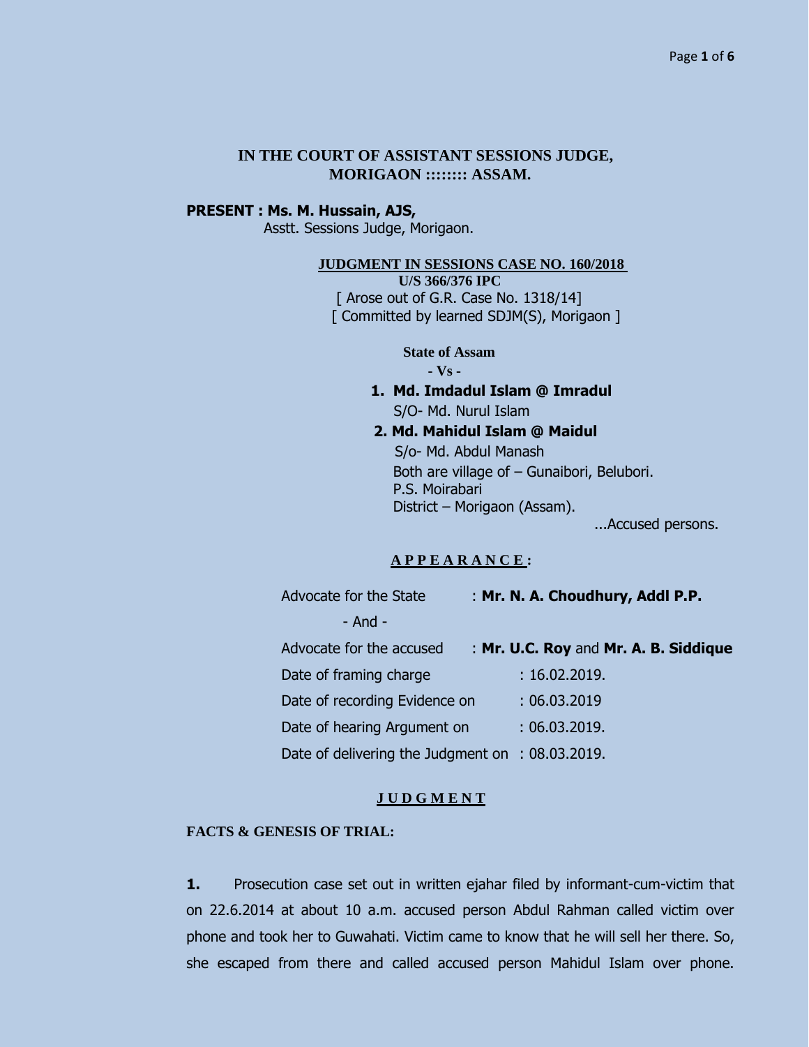## IN THE COURT OF ASSISTANT SESSIONS JUDGE, MORIGAON ::::::: ASSAM.

**PRESENT : Ms. M. Hussain, AJS,**
Asstt. Sessions Judge, Morigaon.

**JUDGMENT IN SESSIONS CASE NO. 160/2018**
**U/S 366/376 IPC**
[ Arose out of G.R. Case No. 1318/14]
[ Committed by learned SDJM(S), Morigaon ]

**State of Assam**
**- Vs -**

1. **Md. Imdadul Islam @ Imradul**
   S/O- Md. Nurul Islam
2. **Md. Mahidul Islam @ Maidul**
   S/o- Md. Abdul Manash
   Both are village of – Gunaibori, Belubori.
   P.S. Moirabari
   District – Morigaon (Assam).

...Accused persons.

**APPEARANCE:**

Advocate for the State : **Mr. N. A. Choudhury, Addl P.P.**

- And -

Advocate for the accused : **Mr. U.C. Roy** and **Mr. A. B. Siddique**

Date of framing charge : 16.02.2019.

Date of recording Evidence on : 06.03.2019

Date of hearing Argument on : 06.03.2019.

Date of delivering the Judgment on : 08.03.2019.

**JUDGMENT**

**FACTS & GENESIS OF TRIAL:**

**1.** Prosecution case set out in written ejahar filed by informant-cum-victim that on 22.6.2014 at about 10 a.m. accused person Abdul Rahman called victim over phone and took her to Guwahati. Victim came to know that he will sell her there. So, she escaped from there and called accused person Mahidul Islam over phone.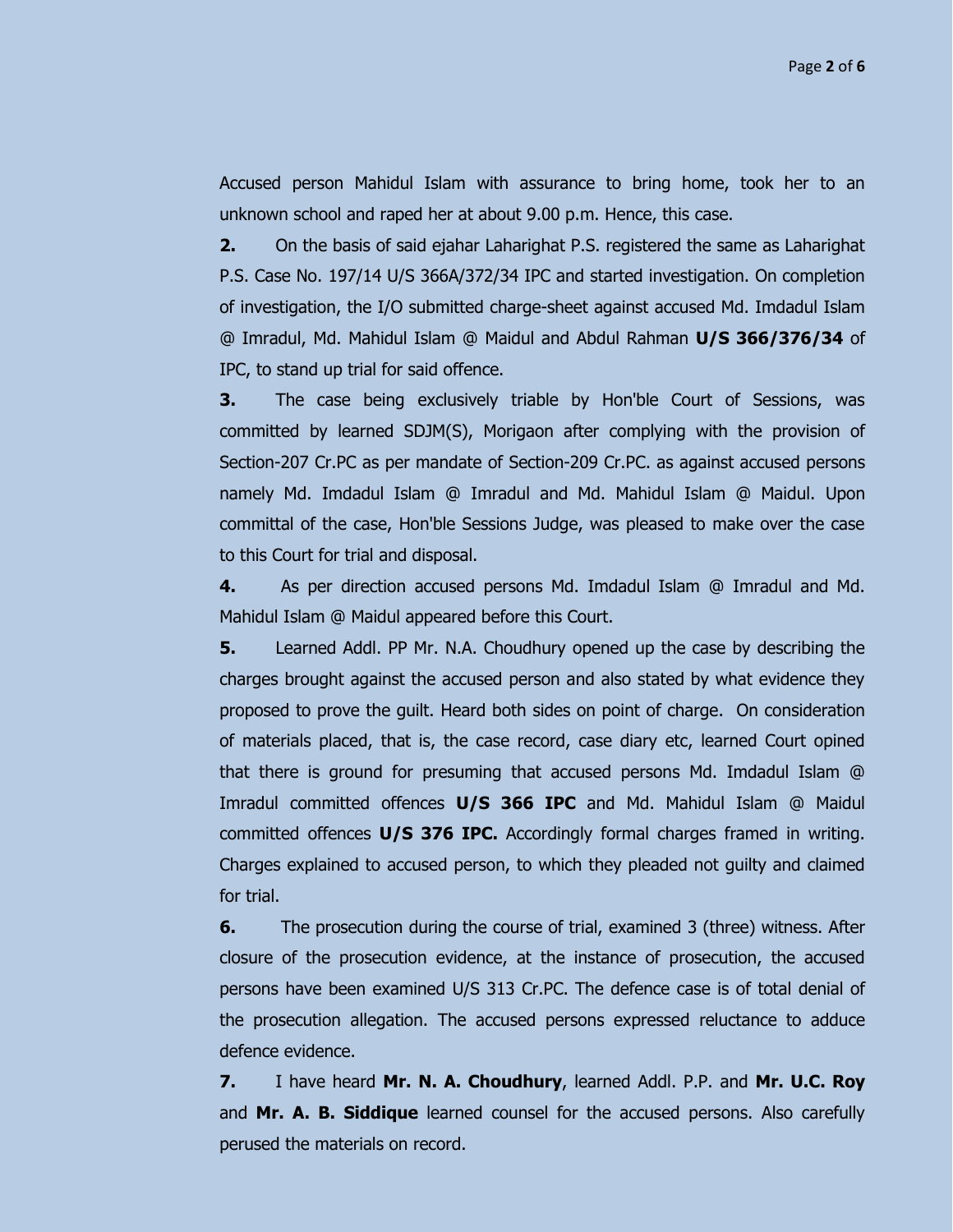Accused person Mahidul Islam with assurance to bring home, took her to an unknown school and raped her at about 9.00 p.m. Hence, this case.

**2.** On the basis of said ejahar Laharighat P.S. registered the same as Laharighat P.S. Case No. 197/14 U/S 366A/372/34 IPC and started investigation. On completion of investigation, the I/O submitted charge-sheet against accused Md. Imdadul Islam @ Imradul, Md. Mahidul Islam @ Maidul and Abdul Rahman **U/S 366/376/34** of IPC, to stand up trial for said offence.

**3.** The case being exclusively triable by Hon'ble Court of Sessions, was committed by learned SDJM(S), Morigaon after complying with the provision of Section-207 Cr.PC as per mandate of Section-209 Cr.PC. as against accused persons namely Md. Imdadul Islam @ Imradul and Md. Mahidul Islam @ Maidul. Upon committal of the case, Hon'ble Sessions Judge, was pleased to make over the case to this Court for trial and disposal.

**4.** As per direction accused persons Md. Imdadul Islam @ Imradul and Md. Mahidul Islam @ Maidul appeared before this Court.

**5.** Learned Addl. PP Mr. N.A. Choudhury opened up the case by describing the charges brought against the accused person and also stated by what evidence they proposed to prove the guilt. Heard both sides on point of charge. On consideration of materials placed, that is, the case record, case diary etc, learned Court opined that there is ground for presuming that accused persons Md. Imdadul Islam @ Imradul committed offences **U/S 366 IPC** and Md. Mahidul Islam @ Maidul committed offences **U/S 376 IPC.** Accordingly formal charges framed in writing. Charges explained to accused person, to which they pleaded not guilty and claimed for trial.

**6.** The prosecution during the course of trial, examined 3 (three) witness. After closure of the prosecution evidence, at the instance of prosecution, the accused persons have been examined U/S 313 Cr.PC. The defence case is of total denial of the prosecution allegation. The accused persons expressed reluctance to adduce defence evidence.

**7.** I have heard **Mr. N. A. Choudhury**, learned Addl. P.P. and **Mr. U.C. Roy** and **Mr. A. B. Siddique** learned counsel for the accused persons. Also carefully perused the materials on record.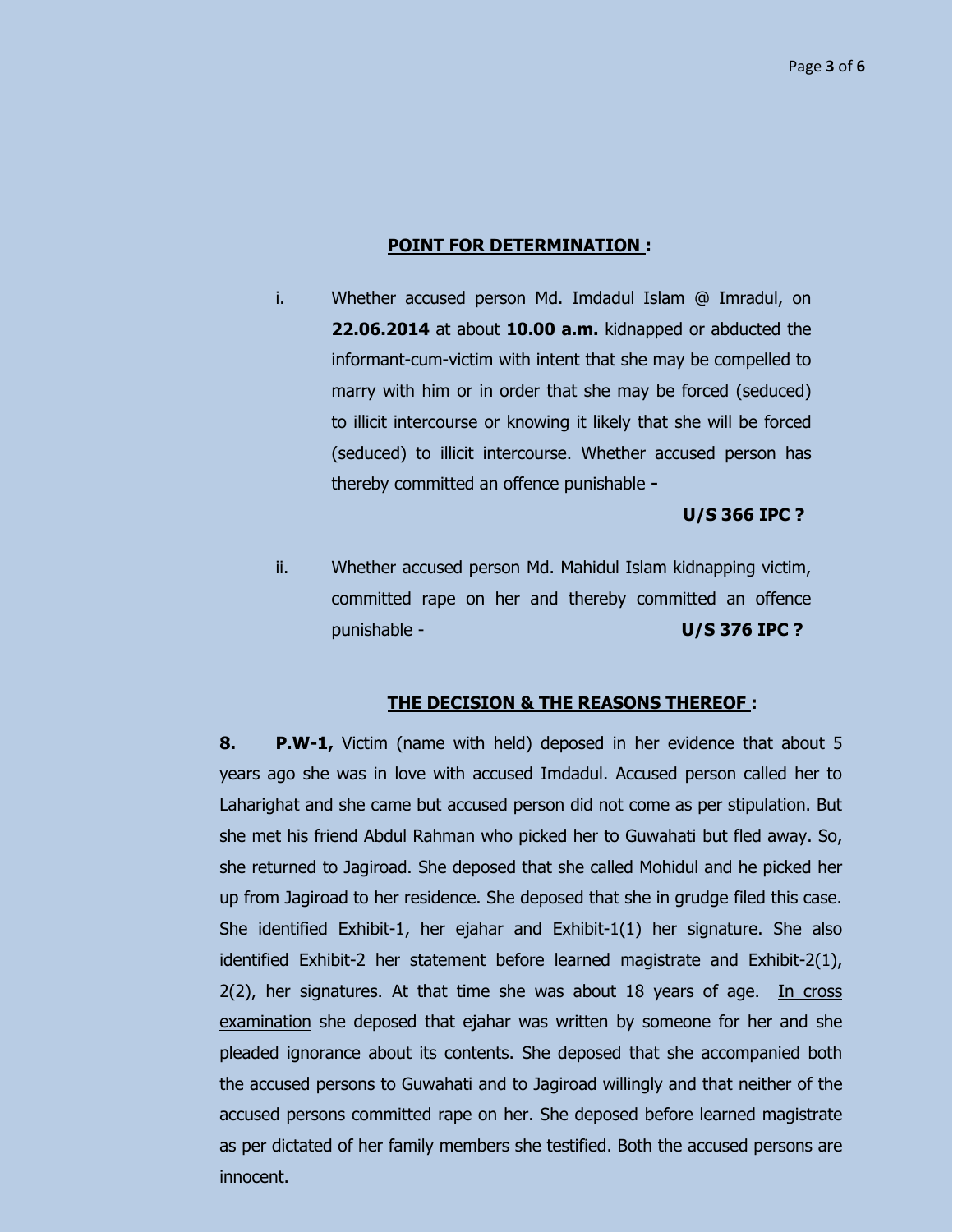## POINT FOR DETERMINATION :

i. Whether accused person Md. Imdadul Islam @ Imradul, on **22.06.2014** at about **10.00 a.m.** kidnapped or abducted the informant-cum-victim with intent that she may be compelled to marry with him or in order that she may be forced (seduced) to illicit intercourse or knowing it likely that she will be forced (seduced) to illicit intercourse. Whether accused person has thereby committed an offence punishable **-**

**U/S 366 IPC ?**

ii. Whether accused person Md. Mahidul Islam kidnapping victim, committed rape on her and thereby committed an offence punishable - **U/S 376 IPC ?**

## THE DECISION & THE REASONS THEREOF :

**8. P.W-1,** Victim (name with held) deposed in her evidence that about 5 years ago she was in love with accused Imdadul. Accused person called her to Laharighat and she came but accused person did not come as per stipulation. But she met his friend Abdul Rahman who picked her to Guwahati but fled away. So, she returned to Jagiroad. She deposed that she called Mohidul and he picked her up from Jagiroad to her residence. She deposed that she in grudge filed this case. She identified Exhibit-1, her ejahar and Exhibit-1(1) her signature. She also identified Exhibit-2 her statement before learned magistrate and Exhibit-2(1), 2(2), her signatures. At that time she was about 18 years of age. In cross examination she deposed that ejahar was written by someone for her and she pleaded ignorance about its contents. She deposed that she accompanied both the accused persons to Guwahati and to Jagiroad willingly and that neither of the accused persons committed rape on her. She deposed before learned magistrate as per dictated of her family members she testified. Both the accused persons are innocent.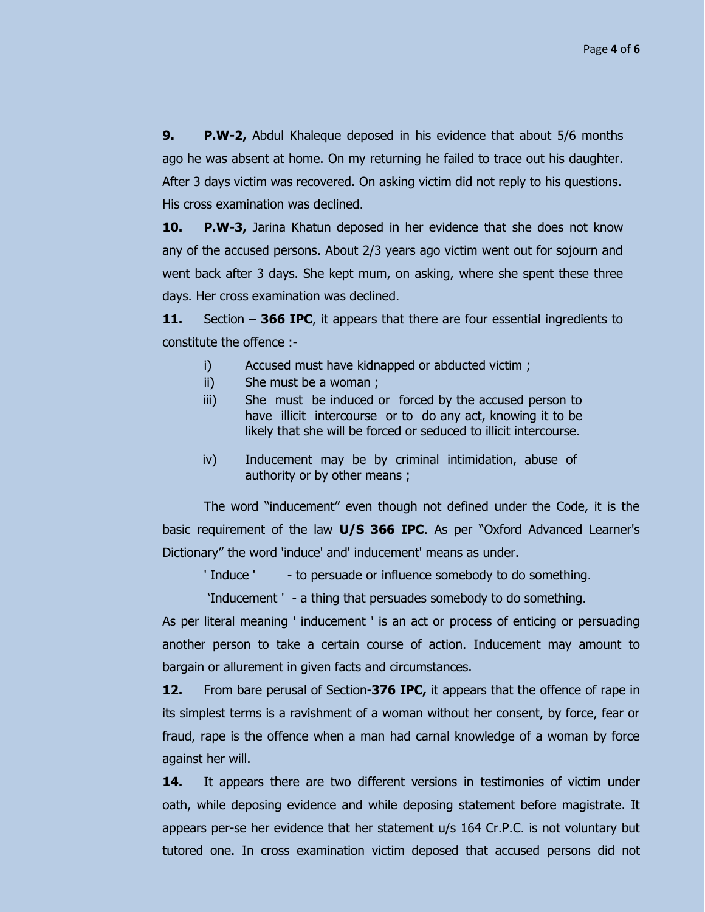**9.** **P.W-2,** Abdul Khaleque deposed in his evidence that about 5/6 months ago he was absent at home. On my returning he failed to trace out his daughter. After 3 days victim was recovered. On asking victim did not reply to his questions. His cross examination was declined.

**10.** **P.W-3,** Jarina Khatun deposed in her evidence that she does not know any of the accused persons. About 2/3 years ago victim went out for sojourn and went back after 3 days. She kept mum, on asking, where she spent these three days. Her cross examination was declined.

**11.** Section – **366 IPC**, it appears that there are four essential ingredients to constitute the offence :-

i) Accused must have kidnapped or abducted victim ;

ii) She must be a woman ;

iii) She must be induced or forced by the accused person to have illicit intercourse or to do any act, knowing it to be likely that she will be forced or seduced to illicit intercourse.

iv) Inducement may be by criminal intimidation, abuse of authority or by other means ;

The word "inducement" even though not defined under the Code, it is the basic requirement of the law **U/S 366 IPC**. As per "Oxford Advanced Learner's Dictionary" the word 'induce' and' inducement' means as under.

' Induce ' - to persuade or influence somebody to do something.

'Inducement ' - a thing that persuades somebody to do something.

As per literal meaning ' inducement ' is an act or process of enticing or persuading another person to take a certain course of action. Inducement may amount to bargain or allurement in given facts and circumstances.

**12.** From bare perusal of Section-**376 IPC,** it appears that the offence of rape in its simplest terms is a ravishment of a woman without her consent, by force, fear or fraud, rape is the offence when a man had carnal knowledge of a woman by force against her will.

**14.** It appears there are two different versions in testimonies of victim under oath, while deposing evidence and while deposing statement before magistrate. It appears per-se her evidence that her statement u/s 164 Cr.P.C. is not voluntary but tutored one. In cross examination victim deposed that accused persons did not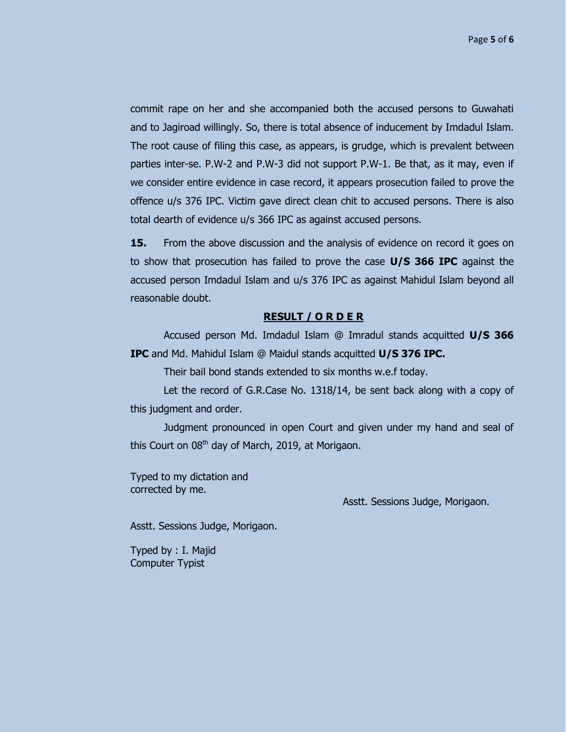commit rape on her and she accompanied both the accused persons to Guwahati and to Jagiroad willingly. So, there is total absence of inducement by Imdadul Islam. The root cause of filing this case, as appears, is grudge, which is prevalent between parties inter-se. P.W-2 and P.W-3 did not support P.W-1. Be that, as it may, even if we consider entire evidence in case record, it appears prosecution failed to prove the offence u/s 376 IPC. Victim gave direct clean chit to accused persons. There is also total dearth of evidence u/s 366 IPC as against accused persons.

**15.** From the above discussion and the analysis of evidence on record it goes on to show that prosecution has failed to prove the case **U/S 366 IPC** against the accused person Imdadul Islam and u/s 376 IPC as against Mahidul Islam beyond all reasonable doubt.

**RESULT / O R D E R**

Accused person Md. Imdadul Islam @ Imradul stands acquitted **U/S 366 IPC** and Md. Mahidul Islam @ Maidul stands acquitted **U/S 376 IPC.**

Their bail bond stands extended to six months w.e.f today.

Let the record of G.R.Case No. 1318/14, be sent back along with a copy of this judgment and order.

Judgment pronounced in open Court and given under my hand and seal of this Court on 08th day of March, 2019, at Morigaon.

Typed to my dictation and
corrected by me.

Asstt. Sessions Judge, Morigaon.

Asstt. Sessions Judge, Morigaon.

Typed by : I. Majid
Computer Typist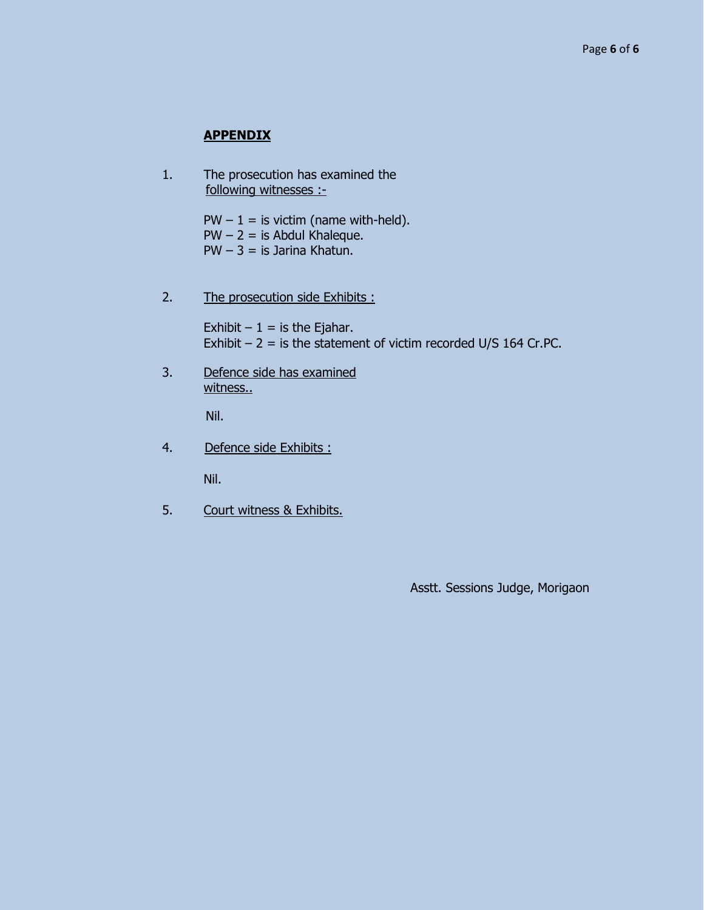## APPENDIX

1. The prosecution has examined the following witnesses :-

   PW – 1 = is victim (name with-held).
   PW – 2 = is Abdul Khaleque.
   PW – 3 = is Jarina Khatun.

2. The prosecution side Exhibits :

   Exhibit – 1 = is the Ejahar.
   Exhibit – 2 = is the statement of victim recorded U/S 164 Cr.PC.

3. Defence side has examined witness..

   Nil.

4. Defence side Exhibits :

   Nil.

5. Court witness & Exhibits.

Asstt. Sessions Judge, Morigaon